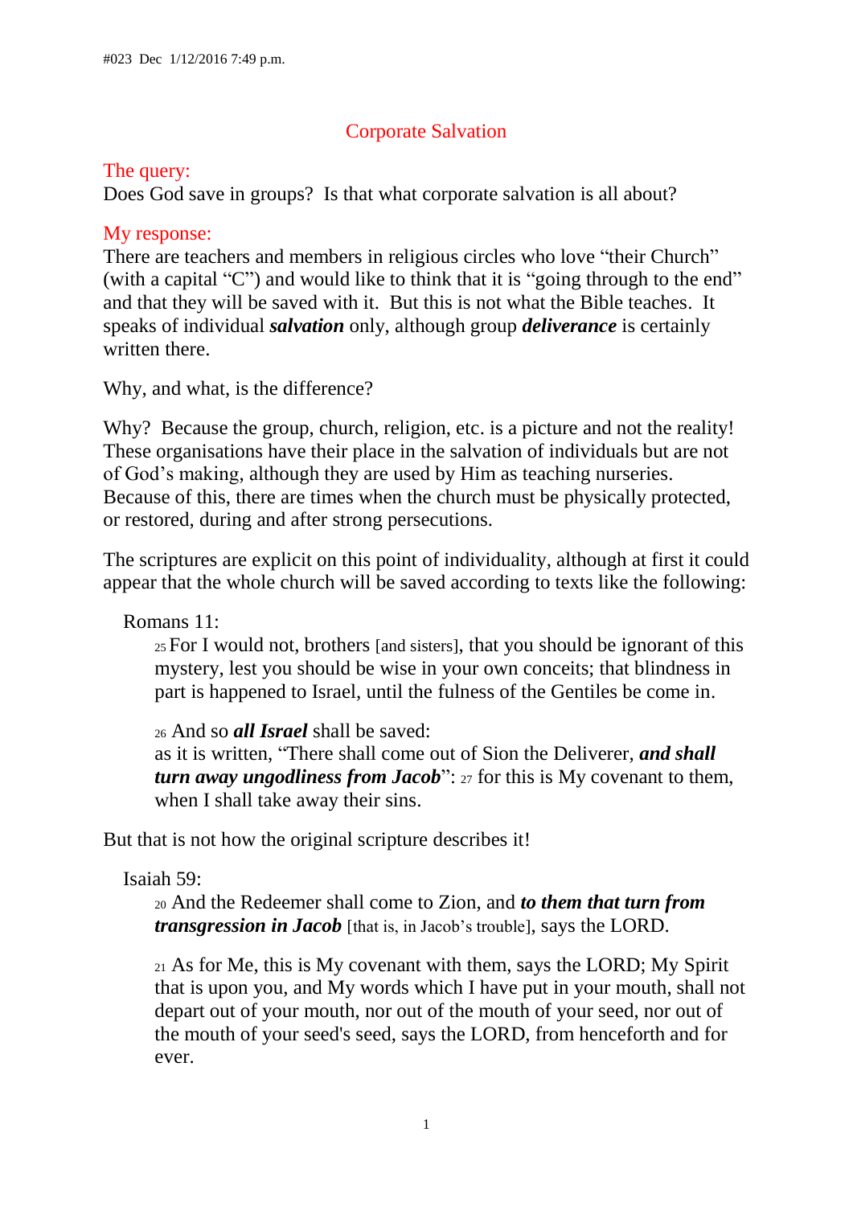#023 Dec 1/12/2016 7:49 p.m.

# Corporate Salvation

**The query:**

Does God save in groups? Is that what corporate salvation is all about?

**My response:**

There are teachers and members in religious circles who love "their Church" (with a capital "C") and would like to think that it is "going through to the end" and that they will be saved with it. But this is not what the Bible teaches. It speaks of individual ***salvation*** only, although group ***deliverance*** is certainly written there.

Why, and what, is the difference?

Why? Because the group, church, religion, etc. is a picture and not the reality! These organisations have their place in the salvation of individuals but are not of God's making, although they are used by Him as teaching nurseries. Because of this, there are times when the church must be physically protected, or restored, during and after strong persecutions.

The scriptures are explicit on this point of individuality, although at first it could appear that the whole church will be saved according to texts like the following:

> Romans 11:
>
> 25 For I would not, brothers [and sisters], that you should be ignorant of this mystery, lest you should be wise in your own conceits; that blindness in part is happened to Israel, until the fulness of the Gentiles be come in.
>
> 26 And so ***all Israel*** shall be saved:
> as it is written, "There shall come out of Sion the Deliverer, ***and shall turn away ungodliness from Jacob***": 27 for this is My covenant to them, when I shall take away their sins.

But that is not how the original scripture describes it!

> Isaiah 59:
>
> 20 And the Redeemer shall come to Zion, and ***to them that turn from transgression in Jacob*** [that is, in Jacob's trouble], says the LORD.
>
> 21 As for Me, this is My covenant with them, says the LORD; My Spirit that is upon you, and My words which I have put in your mouth, shall not depart out of your mouth, nor out of the mouth of your seed, nor out of the mouth of your seed's seed, says the LORD, from henceforth and for ever.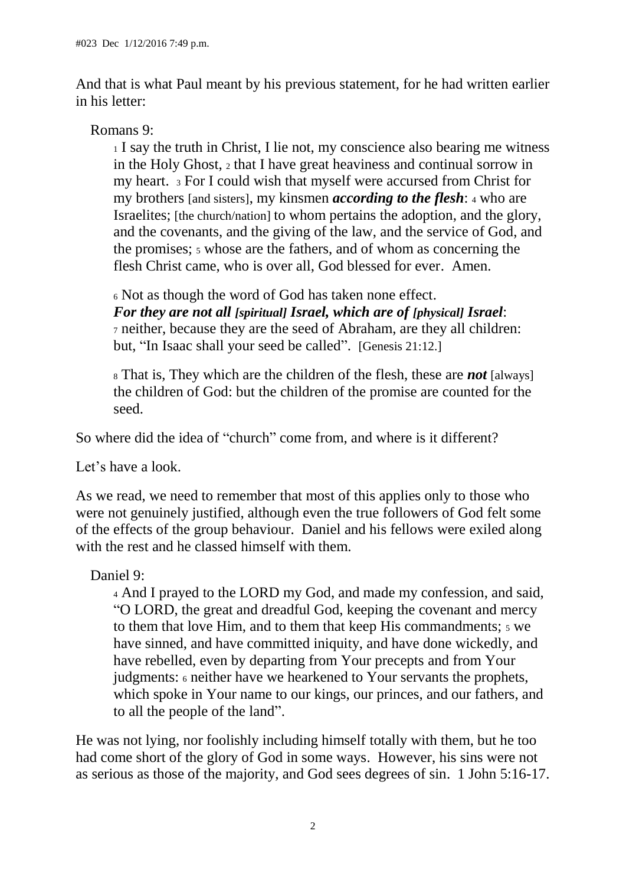And that is what Paul meant by his previous statement, for he had written earlier in his letter:

Romans 9:

> 1 I say the truth in Christ, I lie not, my conscience also bearing me witness in the Holy Ghost, 2 that I have great heaviness and continual sorrow in my heart. 3 For I could wish that myself were accursed from Christ for my brothers [and sisters], my kinsmen ***according to the flesh***: 4 who are Israelites; [the church/nation] to whom pertains the adoption, and the glory, and the covenants, and the giving of the law, and the service of God, and the promises; 5 whose are the fathers, and of whom as concerning the flesh Christ came, who is over all, God blessed for ever. Amen.
>
> 6 Not as though the word of God has taken none effect.
> ***For they are not all [spiritual] Israel, which are of [physical] Israel***:
> 7 neither, because they are the seed of Abraham, are they all children: but, "In Isaac shall your seed be called". [Genesis 21:12.]
>
> 8 That is, They which are the children of the flesh, these are ***not*** [always] the children of God: but the children of the promise are counted for the seed.

So where did the idea of "church" come from, and where is it different?

Let's have a look.

As we read, we need to remember that most of this applies only to those who were not genuinely justified, although even the true followers of God felt some of the effects of the group behaviour. Daniel and his fellows were exiled along with the rest and he classed himself with them.

Daniel 9:

> 4 And I prayed to the LORD my God, and made my confession, and said, "O LORD, the great and dreadful God, keeping the covenant and mercy to them that love Him, and to them that keep His commandments; 5 we have sinned, and have committed iniquity, and have done wickedly, and have rebelled, even by departing from Your precepts and from Your judgments: 6 neither have we hearkened to Your servants the prophets, which spoke in Your name to our kings, our princes, and our fathers, and to all the people of the land".

He was not lying, nor foolishly including himself totally with them, but he too had come short of the glory of God in some ways. However, his sins were not as serious as those of the majority, and God sees degrees of sin. 1 John 5:16-17.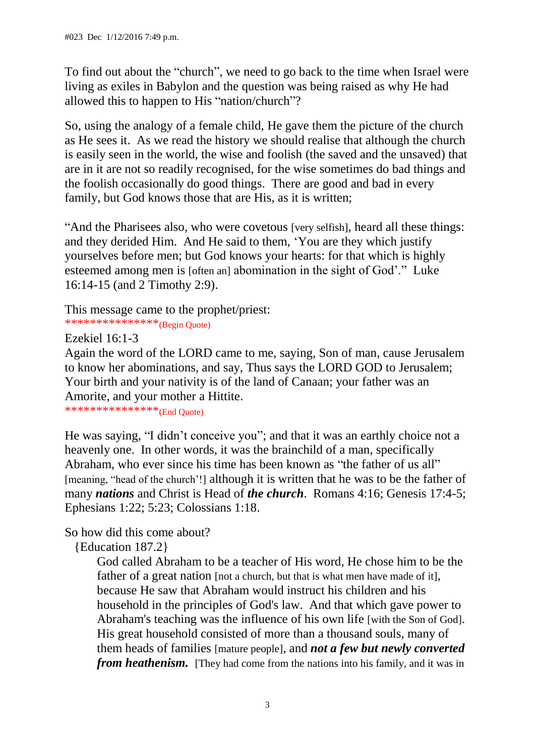#023 Dec 1/12/2016 7:49 p.m.

To find out about the "church", we need to go back to the time when Israel were living as exiles in Babylon and the question was being raised as why He had allowed this to happen to His "nation/church"?

So, using the analogy of a female child, He gave them the picture of the church as He sees it. As we read the history we should realise that although the church is easily seen in the world, the wise and foolish (the saved and the unsaved) that are in it are not so readily recognised, for the wise sometimes do bad things and the foolish occasionally do good things. There are good and bad in every family, but God knows those that are His, as it is written;

"And the Pharisees also, who were covetous [very selfish], heard all these things: and they derided Him. And He said to them, 'You are they which justify yourselves before men; but God knows your hearts: for that which is highly esteemed among men is [often an] abomination in the sight of God'." Luke 16:14-15 (and 2 Timothy 2:9).

This message came to the prophet/priest:
***************(Begin Quote)

Ezekiel 16:1-3
Again the word of the LORD came to me, saying, Son of man, cause Jerusalem to know her abominations, and say, Thus says the LORD GOD to Jerusalem; Your birth and your nativity is of the land of Canaan; your father was an Amorite, and your mother a Hittite.
***************(End Quote)

He was saying, "I didn't conceive you"; and that it was an earthly choice not a heavenly one. In other words, it was the brainchild of a man, specifically Abraham, who ever since his time has been known as "the father of us all" [meaning, "head of the church'!] although it is written that he was to be the father of many ***nations*** and Christ is Head of ***the church***. Romans 4:16; Genesis 17:4-5; Ephesians 1:22; 5:23; Colossians 1:18.

So how did this come about?
{Education 187.2}

> God called Abraham to be a teacher of His word, He chose him to be the father of a great nation [not a church, but that is what men have made of it], because He saw that Abraham would instruct his children and his household in the principles of God's law. And that which gave power to Abraham's teaching was the influence of his own life [with the Son of God]. His great household consisted of more than a thousand souls, many of them heads of families [mature people], and ***not a few but newly converted from heathenism.*** [They had come from the nations into his family, and it was in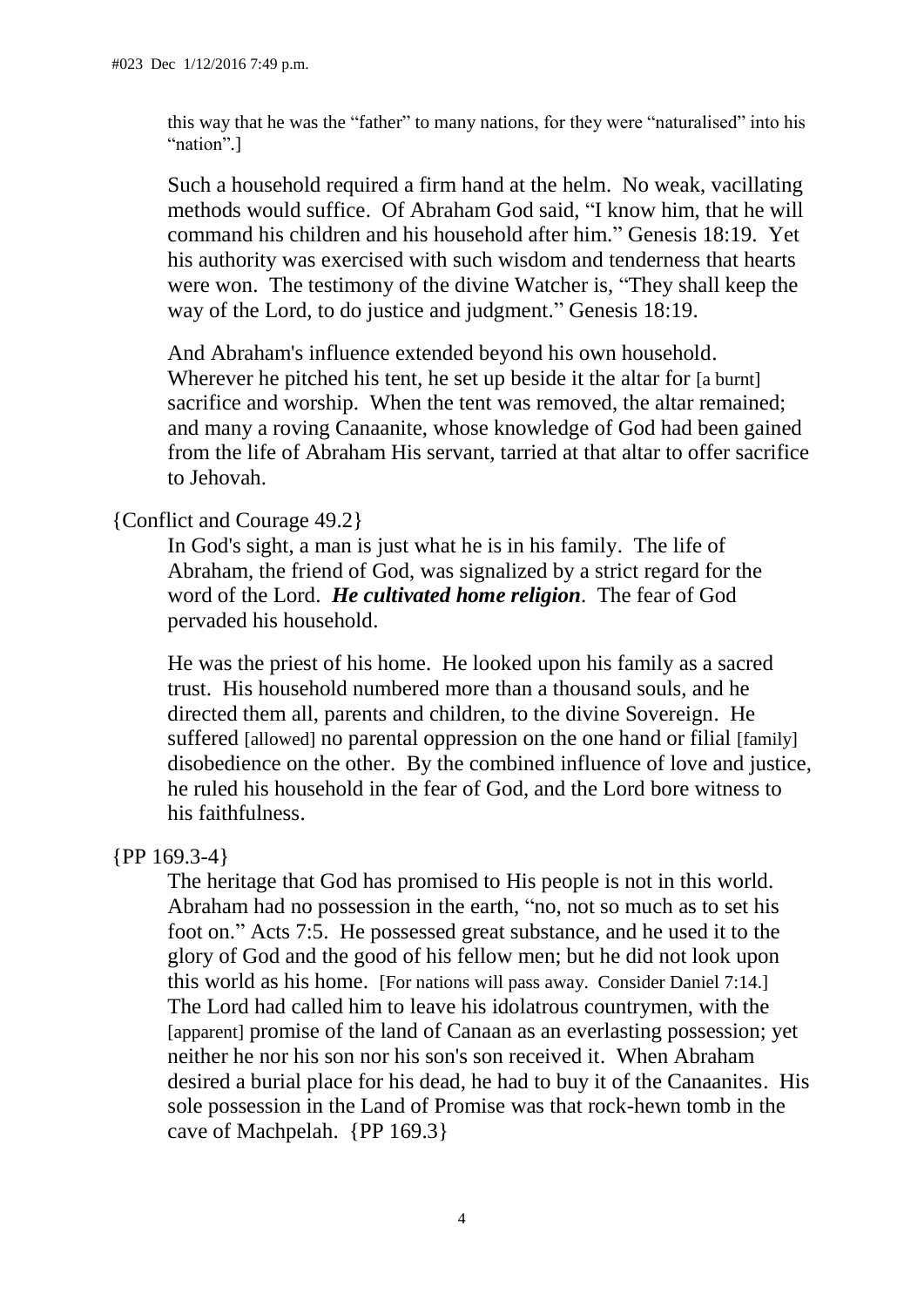this way that he was the “father” to many nations, for they were “naturalised” into his “nation”.]

Such a household required a firm hand at the helm. No weak, vacillating methods would suffice. Of Abraham God said, “I know him, that he will command his children and his household after him.” Genesis 18:19. Yet his authority was exercised with such wisdom and tenderness that hearts were won. The testimony of the divine Watcher is, “They shall keep the way of the Lord, to do justice and judgment.” Genesis 18:19.

And Abraham's influence extended beyond his own household. Wherever he pitched his tent, he set up beside it the altar for [a burnt] sacrifice and worship. When the tent was removed, the altar remained; and many a roving Canaanite, whose knowledge of God had been gained from the life of Abraham His servant, tarried at that altar to offer sacrifice to Jehovah.

{Conflict and Courage 49.2}

In God's sight, a man is just what he is in his family. The life of Abraham, the friend of God, was signalized by a strict regard for the word of the Lord. ***He cultivated home religion***. The fear of God pervaded his household.

He was the priest of his home. He looked upon his family as a sacred trust. His household numbered more than a thousand souls, and he directed them all, parents and children, to the divine Sovereign. He suffered [allowed] no parental oppression on the one hand or filial [family] disobedience on the other. By the combined influence of love and justice, he ruled his household in the fear of God, and the Lord bore witness to his faithfulness.

{PP 169.3-4}

The heritage that God has promised to His people is not in this world. Abraham had no possession in the earth, “no, not so much as to set his foot on.” Acts 7:5. He possessed great substance, and he used it to the glory of God and the good of his fellow men; but he did not look upon this world as his home. [For nations will pass away. Consider Daniel 7:14.] The Lord had called him to leave his idolatrous countrymen, with the [apparent] promise of the land of Canaan as an everlasting possession; yet neither he nor his son nor his son's son received it. When Abraham desired a burial place for his dead, he had to buy it of the Canaanites. His sole possession in the Land of Promise was that rock-hewn tomb in the cave of Machpelah. {PP 169.3}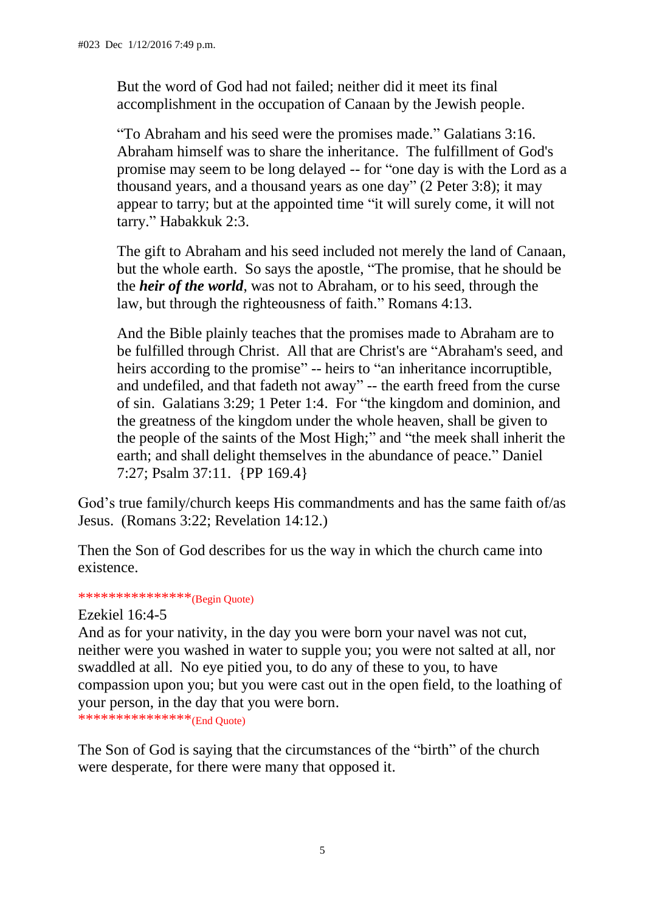> But the word of God had not failed; neither did it meet its final accomplishment in the occupation of Canaan by the Jewish people.
>
> "To Abraham and his seed were the promises made." Galatians 3:16. Abraham himself was to share the inheritance. The fulfillment of God's promise may seem to be long delayed -- for "one day is with the Lord as a thousand years, and a thousand years as one day" (2 Peter 3:8); it may appear to tarry; but at the appointed time "it will surely come, it will not tarry." Habakkuk 2:3.
>
> The gift to Abraham and his seed included not merely the land of Canaan, but the whole earth. So says the apostle, "The promise, that he should be the ***heir of the world***, was not to Abraham, or to his seed, through the law, but through the righteousness of faith." Romans 4:13.
>
> And the Bible plainly teaches that the promises made to Abraham are to be fulfilled through Christ. All that are Christ's are "Abraham's seed, and heirs according to the promise" -- heirs to "an inheritance incorruptible, and undefiled, and that fadeth not away" -- the earth freed from the curse of sin. Galatians 3:29; 1 Peter 1:4. For "the kingdom and dominion, and the greatness of the kingdom under the whole heaven, shall be given to the people of the saints of the Most High;" and "the meek shall inherit the earth; and shall delight themselves in the abundance of peace." Daniel 7:27; Psalm 37:11. {PP 169.4}

God's true family/church keeps His commandments and has the same faith of/as Jesus. (Romans 3:22; Revelation 14:12.)

Then the Son of God describes for us the way in which the church came into existence.

***************(Begin Quote)

Ezekiel 16:4-5

And as for your nativity, in the day you were born your navel was not cut, neither were you washed in water to supple you; you were not salted at all, nor swaddled at all. No eye pitied you, to do any of these to you, to have compassion upon you; but you were cast out in the open field, to the loathing of your person, in the day that you were born.

***************(End Quote)

The Son of God is saying that the circumstances of the "birth" of the church were desperate, for there were many that opposed it.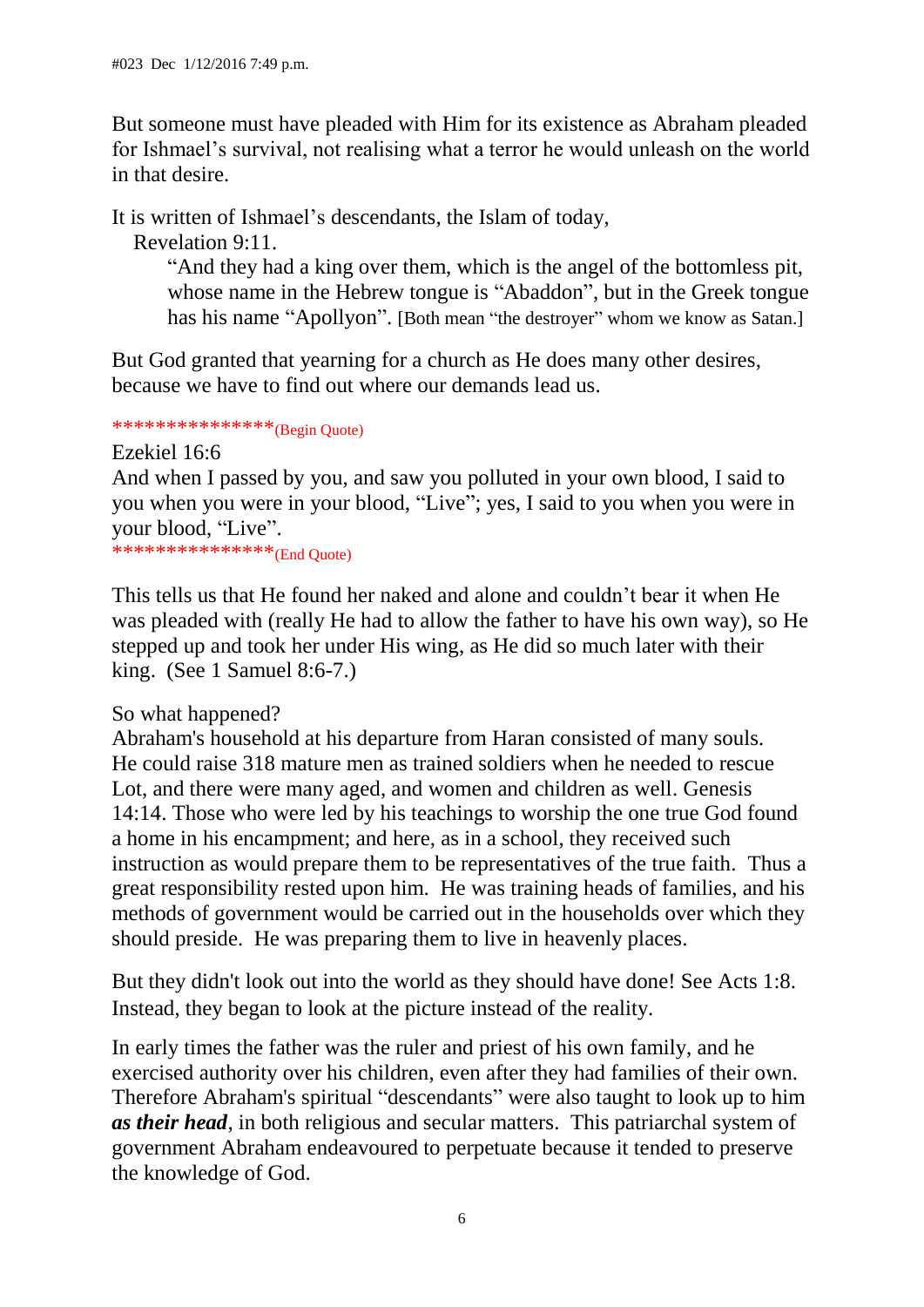#023 Dec 1/12/2016 7:49 p.m.

But someone must have pleaded with Him for its existence as Abraham pleaded for Ishmael's survival, not realising what a terror he would unleash on the world in that desire.

It is written of Ishmael's descendants, the Islam of today,

Revelation 9:11.

> "And they had a king over them, which is the angel of the bottomless pit, whose name in the Hebrew tongue is "Abaddon", but in the Greek tongue has his name "Apollyon". [Both mean "the destroyer" whom we know as Satan.]

But God granted that yearning for a church as He does many other desires, because we have to find out where our demands lead us.

***************(Begin Quote)

Ezekiel 16:6

And when I passed by you, and saw you polluted in your own blood, I said to you when you were in your blood, "Live"; yes, I said to you when you were in your blood, "Live".

***************(End Quote)

This tells us that He found her naked and alone and couldn't bear it when He was pleaded with (really He had to allow the father to have his own way), so He stepped up and took her under His wing, as He did so much later with their king. (See 1 Samuel 8:6-7.)

So what happened?

Abraham's household at his departure from Haran consisted of many souls. He could raise 318 mature men as trained soldiers when he needed to rescue Lot, and there were many aged, and women and children as well. Genesis 14:14. Those who were led by his teachings to worship the one true God found a home in his encampment; and here, as in a school, they received such instruction as would prepare them to be representatives of the true faith. Thus a great responsibility rested upon him. He was training heads of families, and his methods of government would be carried out in the households over which they should preside. He was preparing them to live in heavenly places.

But they didn't look out into the world as they should have done! See Acts 1:8. Instead, they began to look at the picture instead of the reality.

In early times the father was the ruler and priest of his own family, and he exercised authority over his children, even after they had families of their own. Therefore Abraham's spiritual "descendants" were also taught to look up to him ***as their head***, in both religious and secular matters. This patriarchal system of government Abraham endeavoured to perpetuate because it tended to preserve the knowledge of God.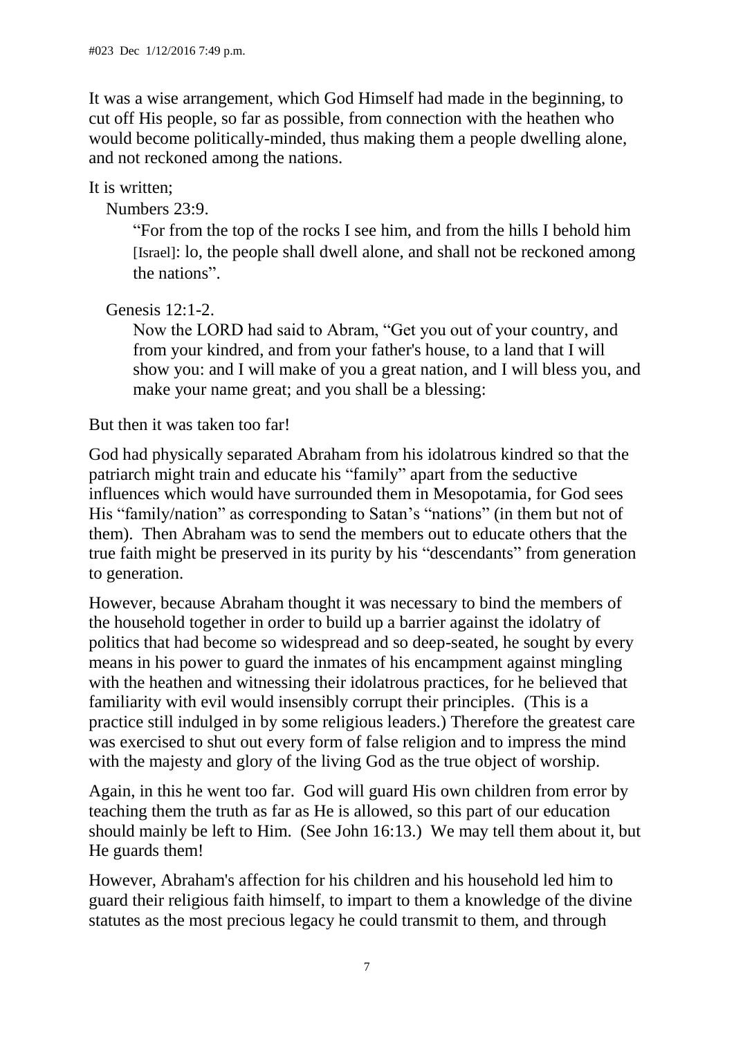It was a wise arrangement, which God Himself had made in the beginning, to cut off His people, so far as possible, from connection with the heathen who would become politically-minded, thus making them a people dwelling alone, and not reckoned among the nations.

It is written;

Numbers 23:9.

> "For from the top of the rocks I see him, and from the hills I behold him [Israel]: lo, the people shall dwell alone, and shall not be reckoned among the nations".

Genesis 12:1-2.

> Now the LORD had said to Abram, "Get you out of your country, and from your kindred, and from your father's house, to a land that I will show you: and I will make of you a great nation, and I will bless you, and make your name great; and you shall be a blessing:

But then it was taken too far!

God had physically separated Abraham from his idolatrous kindred so that the patriarch might train and educate his "family" apart from the seductive influences which would have surrounded them in Mesopotamia, for God sees His "family/nation" as corresponding to Satan's "nations" (in them but not of them). Then Abraham was to send the members out to educate others that the true faith might be preserved in its purity by his "descendants" from generation to generation.

However, because Abraham thought it was necessary to bind the members of the household together in order to build up a barrier against the idolatry of politics that had become so widespread and so deep-seated, he sought by every means in his power to guard the inmates of his encampment against mingling with the heathen and witnessing their idolatrous practices, for he believed that familiarity with evil would insensibly corrupt their principles. (This is a practice still indulged in by some religious leaders.) Therefore the greatest care was exercised to shut out every form of false religion and to impress the mind with the majesty and glory of the living God as the true object of worship.

Again, in this he went too far. God will guard His own children from error by teaching them the truth as far as He is allowed, so this part of our education should mainly be left to Him. (See John 16:13.) We may tell them about it, but He guards them!

However, Abraham's affection for his children and his household led him to guard their religious faith himself, to impart to them a knowledge of the divine statutes as the most precious legacy he could transmit to them, and through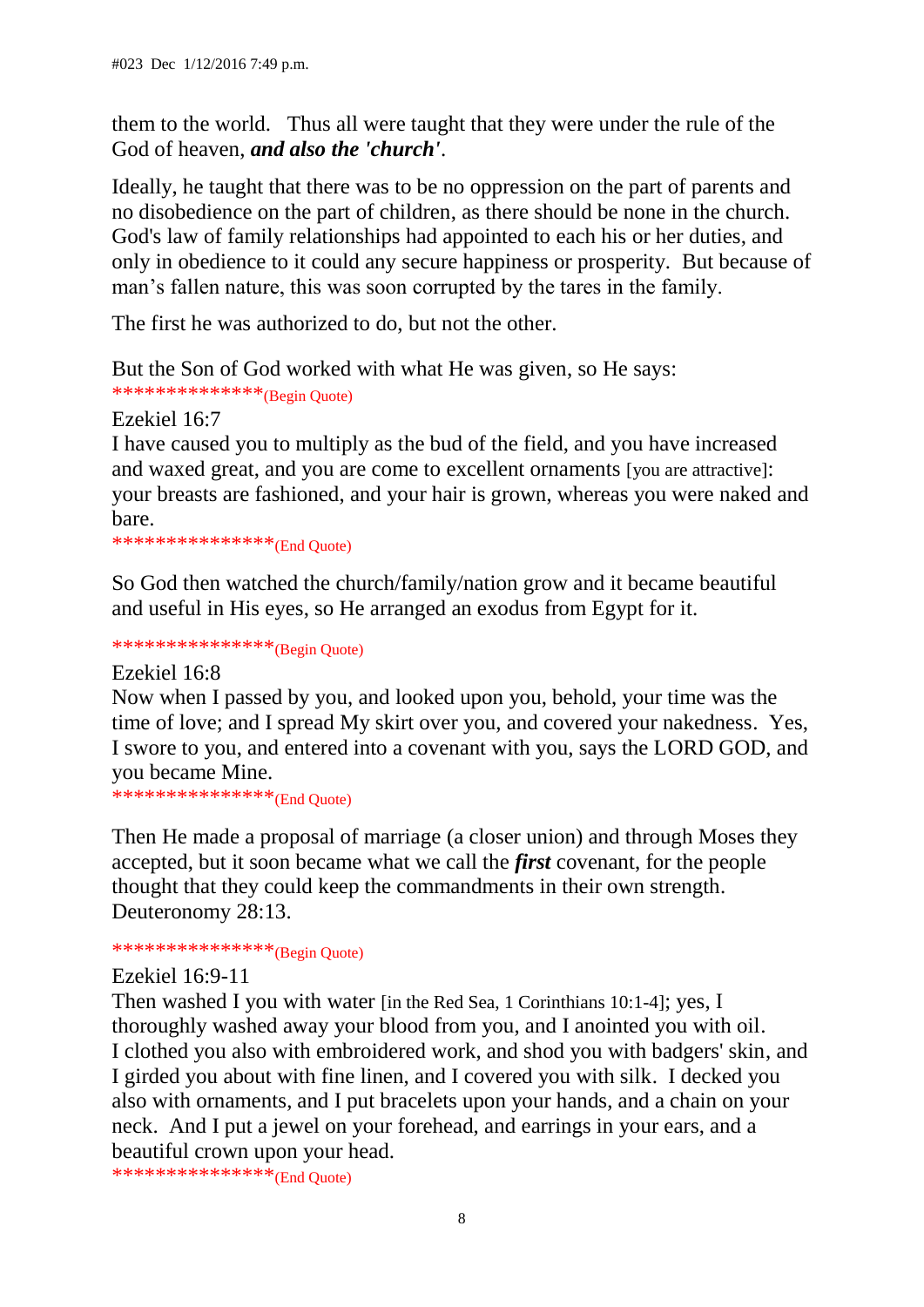them to the world. Thus all were taught that they were under the rule of the God of heaven, ***and also the 'church'***.

Ideally, he taught that there was to be no oppression on the part of parents and no disobedience on the part of children, as there should be none in the church. God's law of family relationships had appointed to each his or her duties, and only in obedience to it could any secure happiness or prosperity. But because of man's fallen nature, this was soon corrupted by the tares in the family.

The first he was authorized to do, but not the other.

But the Son of God worked with what He was given, so He says:
**************(Begin Quote)

Ezekiel 16:7
I have caused you to multiply as the bud of the field, and you have increased and waxed great, and you are come to excellent ornaments [you are attractive]: your breasts are fashioned, and your hair is grown, whereas you were naked and bare.
***************(End Quote)

So God then watched the church/family/nation grow and it became beautiful and useful in His eyes, so He arranged an exodus from Egypt for it.

***************(Begin Quote)

Ezekiel 16:8
Now when I passed by you, and looked upon you, behold, your time was the time of love; and I spread My skirt over you, and covered your nakedness. Yes, I swore to you, and entered into a covenant with you, says the LORD GOD, and you became Mine.
***************(End Quote)

Then He made a proposal of marriage (a closer union) and through Moses they accepted, but it soon became what we call the ***first*** covenant, for the people thought that they could keep the commandments in their own strength. Deuteronomy 28:13.

***************(Begin Quote)

Ezekiel 16:9-11
Then washed I you with water [in the Red Sea, 1 Corinthians 10:1-4]; yes, I thoroughly washed away your blood from you, and I anointed you with oil. I clothed you also with embroidered work, and shod you with badgers' skin, and I girded you about with fine linen, and I covered you with silk. I decked you also with ornaments, and I put bracelets upon your hands, and a chain on your neck. And I put a jewel on your forehead, and earrings in your ears, and a beautiful crown upon your head.
***************(End Quote)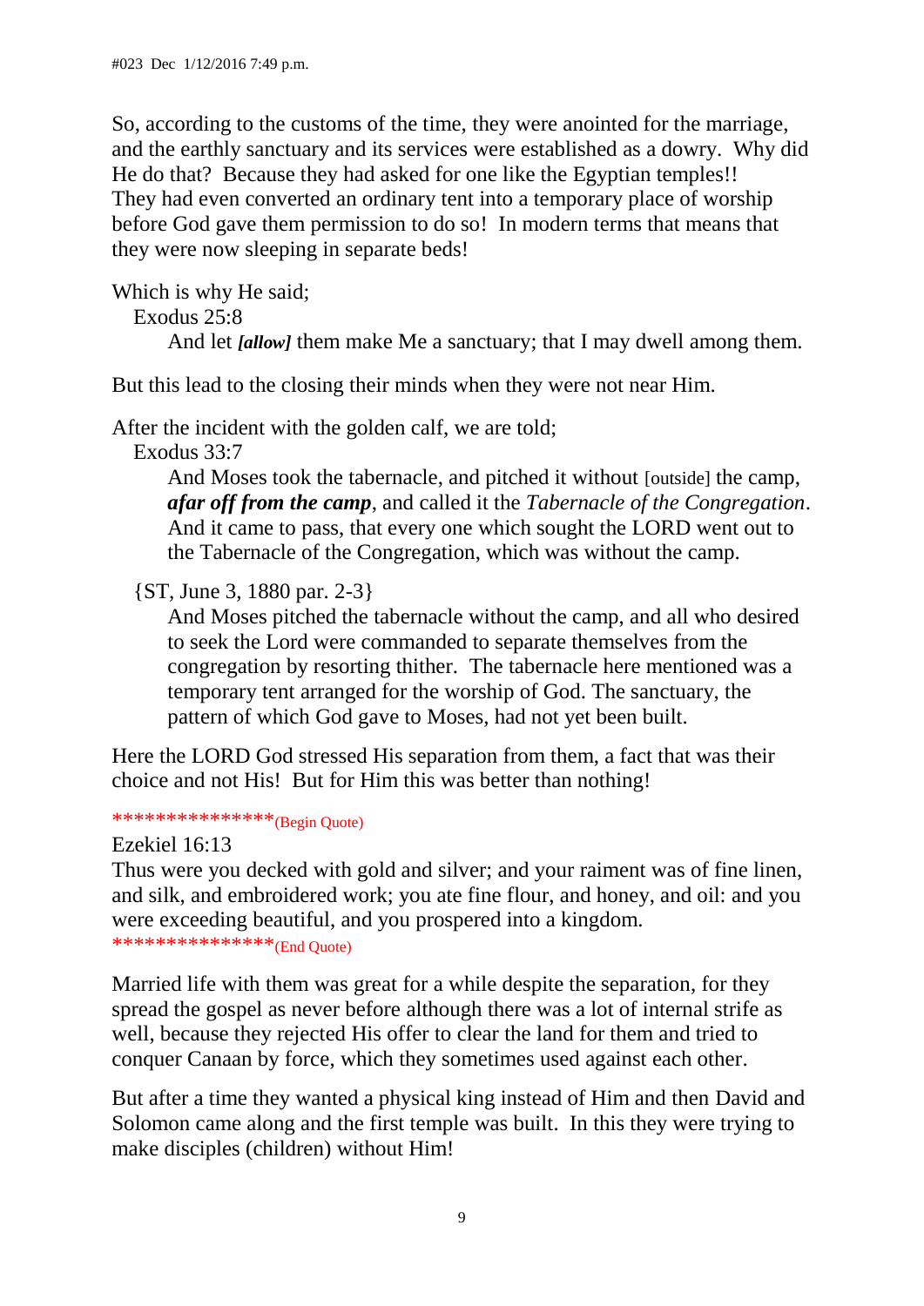So, according to the customs of the time, they were anointed for the marriage, and the earthly sanctuary and its services were established as a dowry. Why did He do that? Because they had asked for one like the Egyptian temples!! They had even converted an ordinary tent into a temporary place of worship before God gave them permission to do so! In modern terms that means that they were now sleeping in separate beds!

Which is why He said;

Exodus 25:8

> And let ***[allow]*** them make Me a sanctuary; that I may dwell among them.

But this lead to the closing their minds when they were not near Him.

After the incident with the golden calf, we are told;

Exodus 33:7

> And Moses took the tabernacle, and pitched it without [outside] the camp, ***afar off from the camp***, and called it the *Tabernacle of the Congregation*. And it came to pass, that every one which sought the LORD went out to the Tabernacle of the Congregation, which was without the camp.

{ST, June 3, 1880 par. 2-3}

> And Moses pitched the tabernacle without the camp, and all who desired to seek the Lord were commanded to separate themselves from the congregation by resorting thither. The tabernacle here mentioned was a temporary tent arranged for the worship of God. The sanctuary, the pattern of which God gave to Moses, had not yet been built.

Here the LORD God stressed His separation from them, a fact that was their choice and not His! But for Him this was better than nothing!

***************(Begin Quote)

Ezekiel 16:13

Thus were you decked with gold and silver; and your raiment was of fine linen, and silk, and embroidered work; you ate fine flour, and honey, and oil: and you were exceeding beautiful, and you prospered into a kingdom.

***************(End Quote)

Married life with them was great for a while despite the separation, for they spread the gospel as never before although there was a lot of internal strife as well, because they rejected His offer to clear the land for them and tried to conquer Canaan by force, which they sometimes used against each other.

But after a time they wanted a physical king instead of Him and then David and Solomon came along and the first temple was built. In this they were trying to make disciples (children) without Him!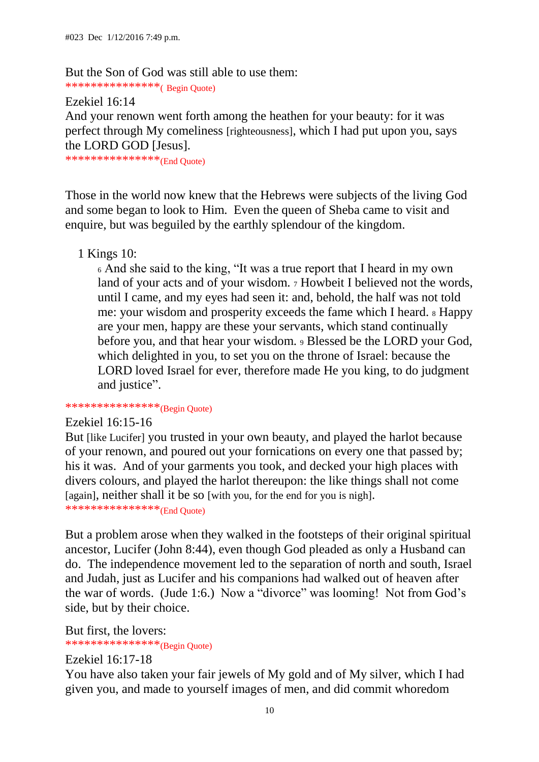#023 Dec 1/12/2016 7:49 p.m.

But the Son of God was still able to use them:

***************( Begin Quote)

Ezekiel 16:14

And your renown went forth among the heathen for your beauty: for it was perfect through My comeliness [righteousness], which I had put upon you, says the LORD GOD [Jesus].

***************(End Quote)

Those in the world now knew that the Hebrews were subjects of the living God and some began to look to Him. Even the queen of Sheba came to visit and enquire, but was beguiled by the earthly splendour of the kingdom.

1 Kings 10:

> 6 And she said to the king, "It was a true report that I heard in my own land of your acts and of your wisdom. 7 Howbeit I believed not the words, until I came, and my eyes had seen it: and, behold, the half was not told me: your wisdom and prosperity exceeds the fame which I heard. 8 Happy are your men, happy are these your servants, which stand continually before you, and that hear your wisdom. 9 Blessed be the LORD your God, which delighted in you, to set you on the throne of Israel: because the LORD loved Israel for ever, therefore made He you king, to do judgment and justice".

***************(Begin Quote)

Ezekiel 16:15-16

But [like Lucifer] you trusted in your own beauty, and played the harlot because of your renown, and poured out your fornications on every one that passed by; his it was. And of your garments you took, and decked your high places with divers colours, and played the harlot thereupon: the like things shall not come [again], neither shall it be so [with you, for the end for you is nigh].

***************(End Quote)

But a problem arose when they walked in the footsteps of their original spiritual ancestor, Lucifer (John 8:44), even though God pleaded as only a Husband can do. The independence movement led to the separation of north and south, Israel and Judah, just as Lucifer and his companions had walked out of heaven after the war of words. (Jude 1:6.) Now a "divorce" was looming! Not from God's side, but by their choice.

But first, the lovers:

***************(Begin Quote)

Ezekiel 16:17-18

You have also taken your fair jewels of My gold and of My silver, which I had given you, and made to yourself images of men, and did commit whoredom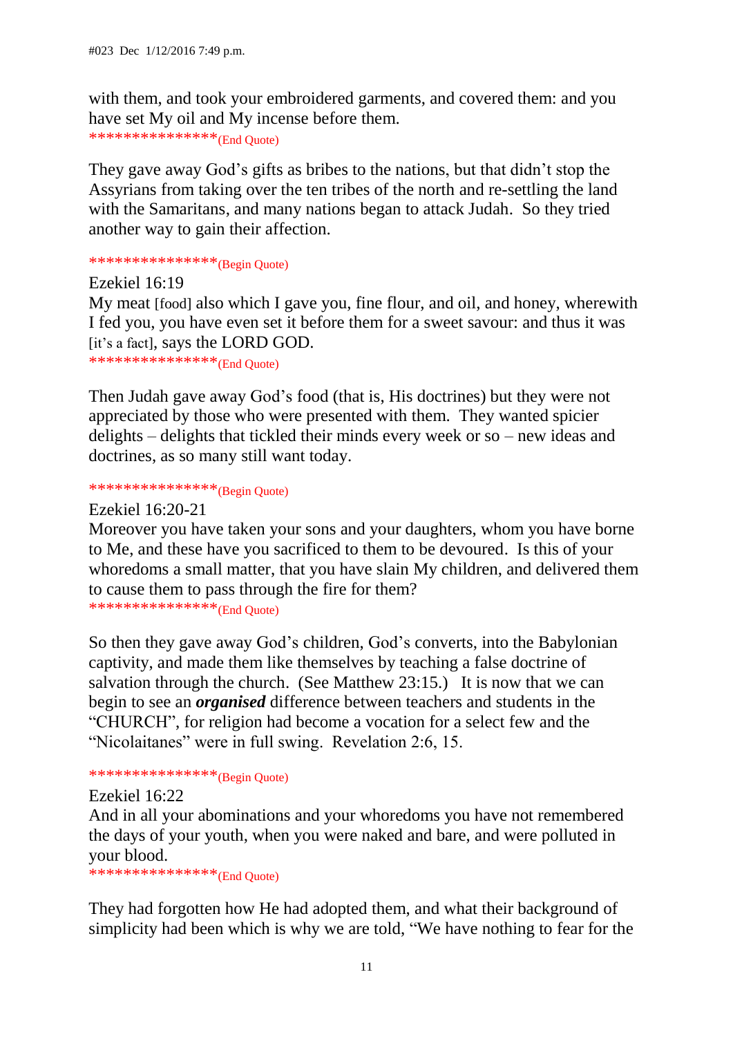with them, and took your embroidered garments, and covered them: and you have set My oil and My incense before them.
***************(End Quote)

They gave away God's gifts as bribes to the nations, but that didn't stop the Assyrians from taking over the ten tribes of the north and re-settling the land with the Samaritans, and many nations began to attack Judah. So they tried another way to gain their affection.

***************(Begin Quote)

Ezekiel 16:19
My meat [food] also which I gave you, fine flour, and oil, and honey, wherewith I fed you, you have even set it before them for a sweet savour: and thus it was [it's a fact], says the LORD GOD.
***************(End Quote)

Then Judah gave away God's food (that is, His doctrines) but they were not appreciated by those who were presented with them. They wanted spicier delights – delights that tickled their minds every week or so – new ideas and doctrines, as so many still want today.

***************(Begin Quote)

Ezekiel 16:20-21
Moreover you have taken your sons and your daughters, whom you have borne to Me, and these have you sacrificed to them to be devoured. Is this of your whoredoms a small matter, that you have slain My children, and delivered them to cause them to pass through the fire for them?
***************(End Quote)

So then they gave away God's children, God's converts, into the Babylonian captivity, and made them like themselves by teaching a false doctrine of salvation through the church. (See Matthew 23:15.) It is now that we can begin to see an ***organised*** difference between teachers and students in the "CHURCH", for religion had become a vocation for a select few and the "Nicolaitanes" were in full swing. Revelation 2:6, 15.

***************(Begin Quote)

Ezekiel 16:22
And in all your abominations and your whoredoms you have not remembered the days of your youth, when you were naked and bare, and were polluted in your blood.
***************(End Quote)

They had forgotten how He had adopted them, and what their background of simplicity had been which is why we are told, "We have nothing to fear for the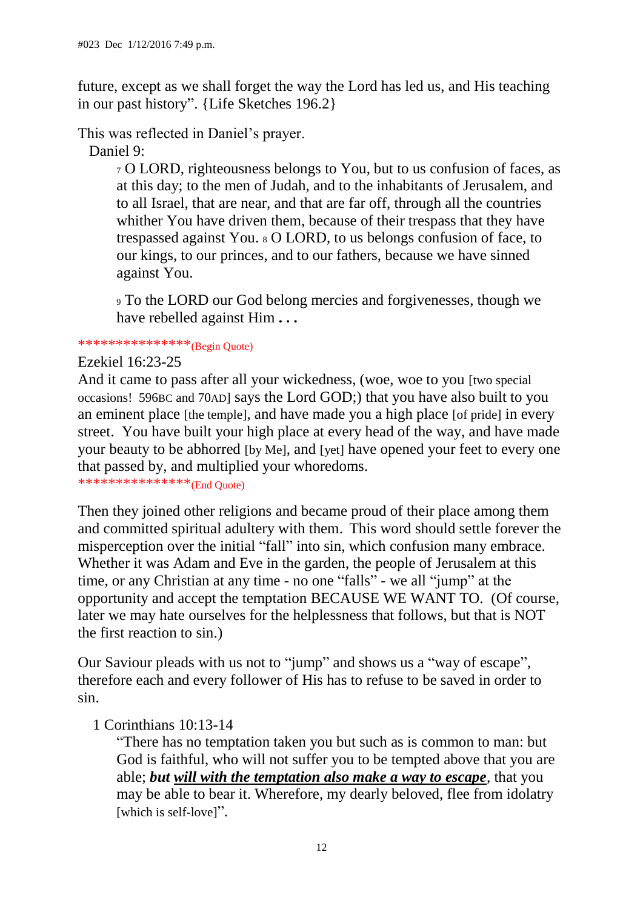future, except as we shall forget the way the Lord has led us, and His teaching in our past history". {Life Sketches 196.2}

This was reflected in Daniel's prayer.

Daniel 9:

> 7 O LORD, righteousness belongs to You, but to us confusion of faces, as at this day; to the men of Judah, and to the inhabitants of Jerusalem, and to all Israel, that are near, and that are far off, through all the countries whither You have driven them, because of their trespass that they have trespassed against You. 8 O LORD, to us belongs confusion of face, to our kings, to our princes, and to our fathers, because we have sinned against You.
>
> 9 To the LORD our God belong mercies and forgivenesses, though we have rebelled against Him **. . .**

***************(Begin Quote)

Ezekiel 16:23-25

And it came to pass after all your wickedness, (woe, woe to you [two special occasions! 596BC and 70AD] says the Lord GOD;) that you have also built to you an eminent place [the temple], and have made you a high place [of pride] in every street. You have built your high place at every head of the way, and have made your beauty to be abhorred [by Me], and [yet] have opened your feet to every one that passed by, and multiplied your whoredoms.

***************(End Quote)

Then they joined other religions and became proud of their place among them and committed spiritual adultery with them. This word should settle forever the misperception over the initial "fall" into sin, which confusion many embrace. Whether it was Adam and Eve in the garden, the people of Jerusalem at this time, or any Christian at any time - no one "falls" - we all "jump" at the opportunity and accept the temptation BECAUSE WE WANT TO. (Of course, later we may hate ourselves for the helplessness that follows, but that is NOT the first reaction to sin.)

Our Saviour pleads with us not to "jump" and shows us a "way of escape", therefore each and every follower of His has to refuse to be saved in order to sin.

1 Corinthians 10:13-14

> "There has no temptation taken you but such as is common to man: but God is faithful, who will not suffer you to be tempted above that you are able; ***but <u>will with the temptation also make a way to escape</u>***, that you may be able to bear it. Wherefore, my dearly beloved, flee from idolatry [which is self-love]".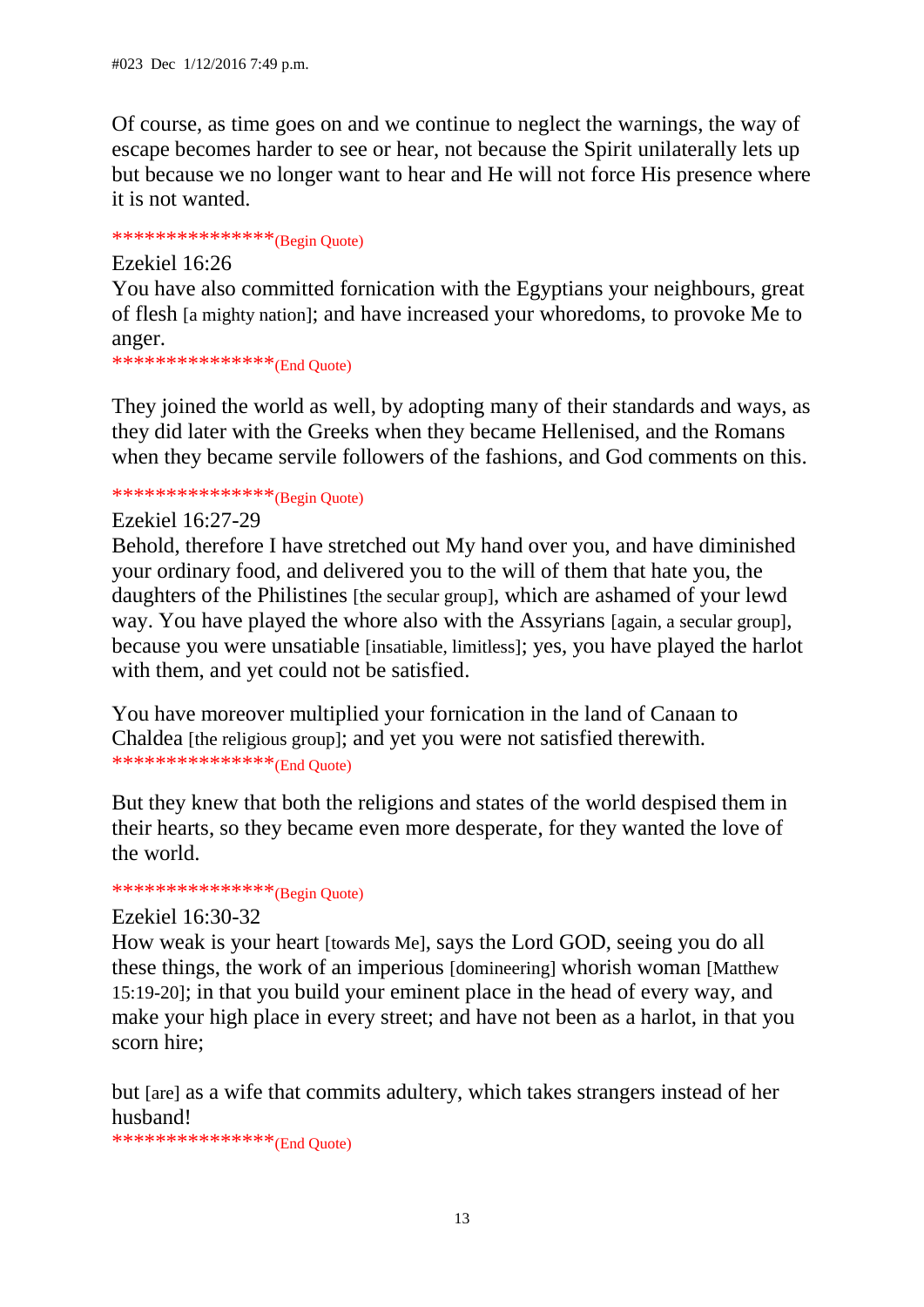Of course, as time goes on and we continue to neglect the warnings, the way of escape becomes harder to see or hear, not because the Spirit unilaterally lets up but because we no longer want to hear and He will not force His presence where it is not wanted.

***************(Begin Quote)

Ezekiel 16:26

You have also committed fornication with the Egyptians your neighbours, great of flesh [a mighty nation]; and have increased your whoredoms, to provoke Me to anger.

***************(End Quote)

They joined the world as well, by adopting many of their standards and ways, as they did later with the Greeks when they became Hellenised, and the Romans when they became servile followers of the fashions, and God comments on this.

***************(Begin Quote)

Ezekiel 16:27-29

Behold, therefore I have stretched out My hand over you, and have diminished your ordinary food, and delivered you to the will of them that hate you, the daughters of the Philistines [the secular group], which are ashamed of your lewd way. You have played the whore also with the Assyrians [again, a secular group], because you were unsatiable [insatiable, limitless]; yes, you have played the harlot with them, and yet could not be satisfied.

You have moreover multiplied your fornication in the land of Canaan to Chaldea [the religious group]; and yet you were not satisfied therewith.

***************(End Quote)

But they knew that both the religions and states of the world despised them in their hearts, so they became even more desperate, for they wanted the love of the world.

***************(Begin Quote)

Ezekiel 16:30-32

How weak is your heart [towards Me], says the Lord GOD, seeing you do all these things, the work of an imperious [domineering] whorish woman [Matthew 15:19-20]; in that you build your eminent place in the head of every way, and make your high place in every street; and have not been as a harlot, in that you scorn hire;

but [are] as a wife that commits adultery, which takes strangers instead of her husband!

***************(End Quote)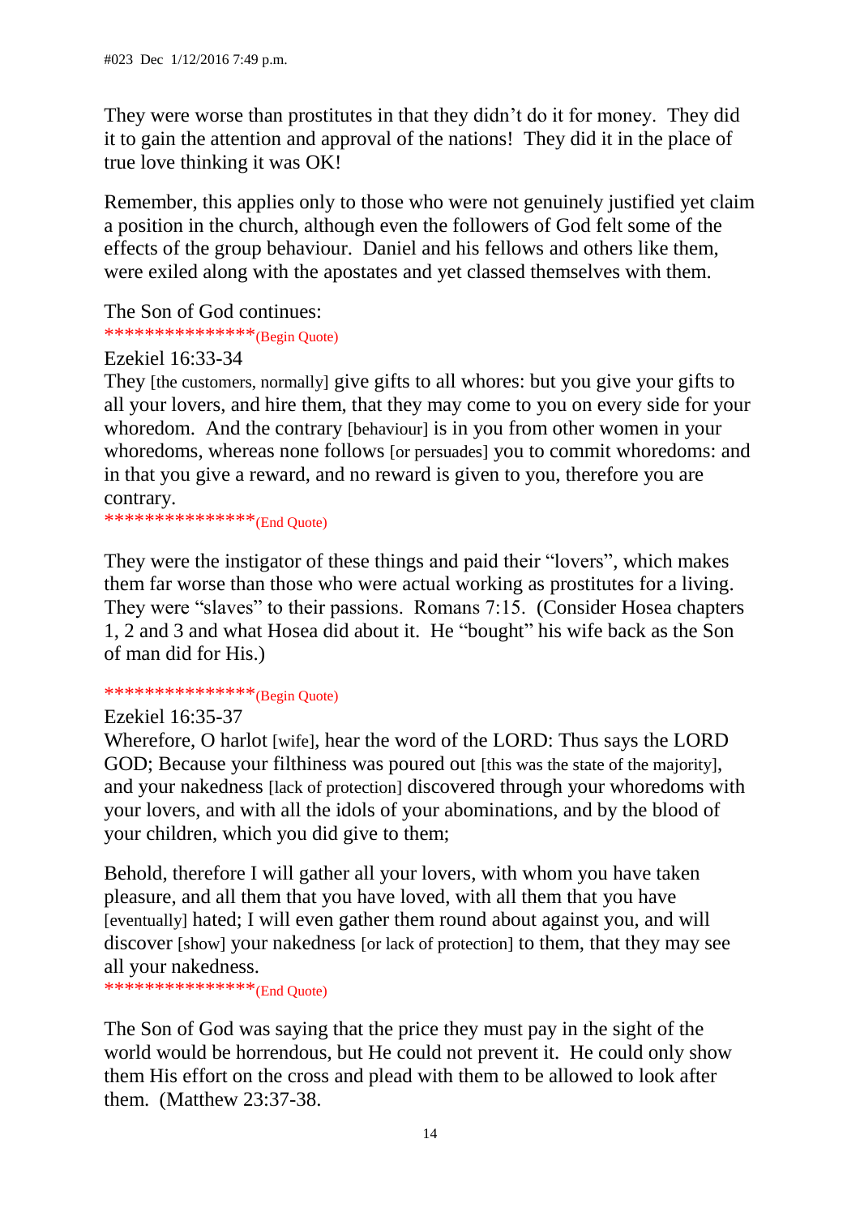They were worse than prostitutes in that they didn't do it for money. They did it to gain the attention and approval of the nations! They did it in the place of true love thinking it was OK!

Remember, this applies only to those who were not genuinely justified yet claim a position in the church, although even the followers of God felt some of the effects of the group behaviour. Daniel and his fellows and others like them, were exiled along with the apostates and yet classed themselves with them.

The Son of God continues:
***************(Begin Quote)

Ezekiel 16:33-34
They [the customers, normally] give gifts to all whores: but you give your gifts to all your lovers, and hire them, that they may come to you on every side for your whoredom. And the contrary [behaviour] is in you from other women in your whoredoms, whereas none follows [or persuades] you to commit whoredoms: and in that you give a reward, and no reward is given to you, therefore you are contrary.
***************(End Quote)

They were the instigator of these things and paid their "lovers", which makes them far worse than those who were actual working as prostitutes for a living. They were "slaves" to their passions. Romans 7:15. (Consider Hosea chapters 1, 2 and 3 and what Hosea did about it. He "bought" his wife back as the Son of man did for His.)

***************(Begin Quote)

Ezekiel 16:35-37
Wherefore, O harlot [wife], hear the word of the LORD: Thus says the LORD GOD; Because your filthiness was poured out [this was the state of the majority], and your nakedness [lack of protection] discovered through your whoredoms with your lovers, and with all the idols of your abominations, and by the blood of your children, which you did give to them;

Behold, therefore I will gather all your lovers, with whom you have taken pleasure, and all them that you have loved, with all them that you have [eventually] hated; I will even gather them round about against you, and will discover [show] your nakedness [or lack of protection] to them, that they may see all your nakedness.
***************(End Quote)

The Son of God was saying that the price they must pay in the sight of the world would be horrendous, but He could not prevent it. He could only show them His effort on the cross and plead with them to be allowed to look after them. (Matthew 23:37-38.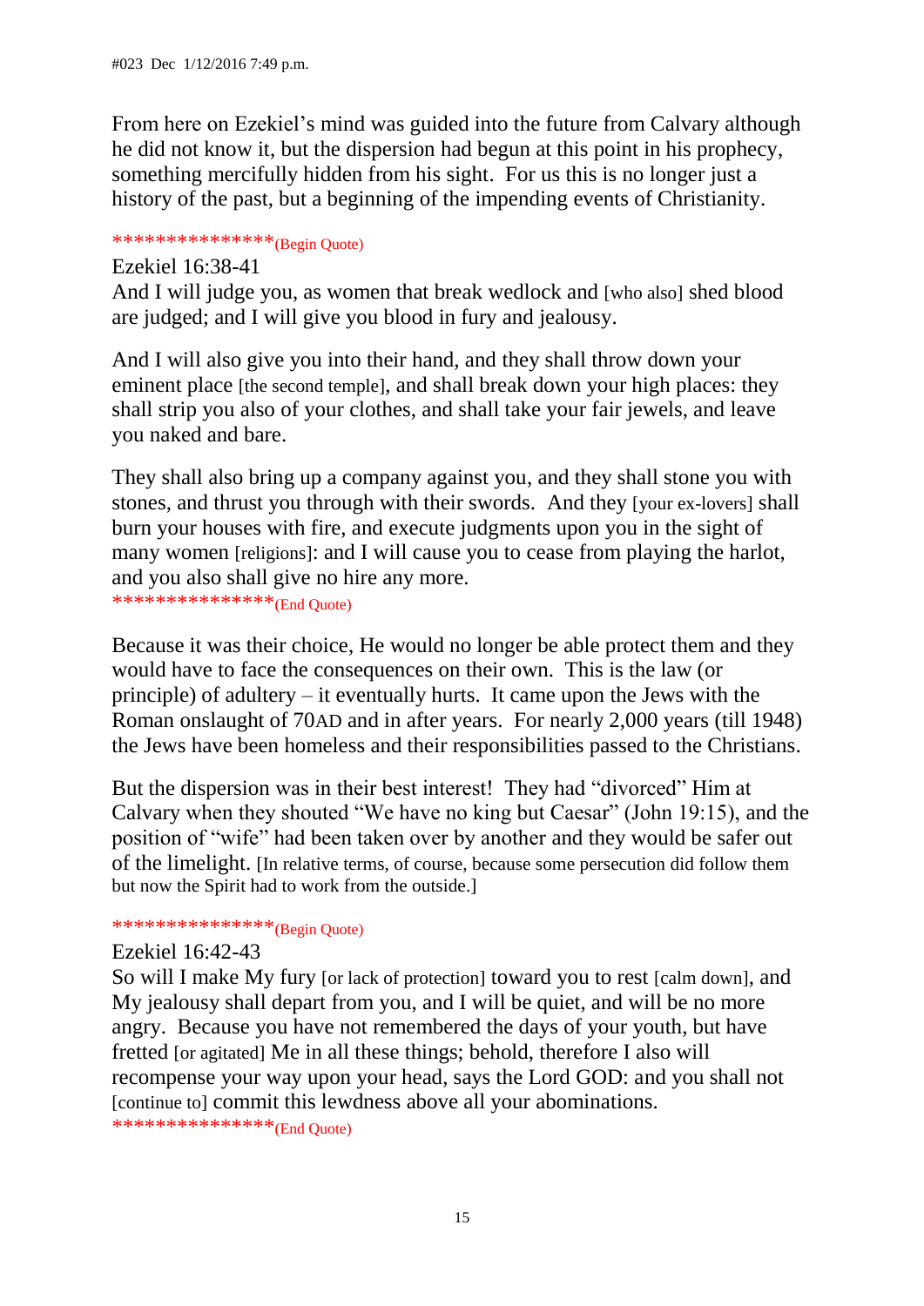#023 Dec 1/12/2016 7:49 p.m.

From here on Ezekiel's mind was guided into the future from Calvary although he did not know it, but the dispersion had begun at this point in his prophecy, something mercifully hidden from his sight. For us this is no longer just a history of the past, but a beginning of the impending events of Christianity.

***************(Begin Quote)

Ezekiel 16:38-41
And I will judge you, as women that break wedlock and [who also] shed blood are judged; and I will give you blood in fury and jealousy.

And I will also give you into their hand, and they shall throw down your eminent place [the second temple], and shall break down your high places: they shall strip you also of your clothes, and shall take your fair jewels, and leave you naked and bare.

They shall also bring up a company against you, and they shall stone you with stones, and thrust you through with their swords. And they [your ex-lovers] shall burn your houses with fire, and execute judgments upon you in the sight of many women [religions]: and I will cause you to cease from playing the harlot, and you also shall give no hire any more.

***************(End Quote)

Because it was their choice, He would no longer be able protect them and they would have to face the consequences on their own. This is the law (or principle) of adultery – it eventually hurts. It came upon the Jews with the Roman onslaught of 70AD and in after years. For nearly 2,000 years (till 1948) the Jews have been homeless and their responsibilities passed to the Christians.

But the dispersion was in their best interest! They had "divorced" Him at Calvary when they shouted "We have no king but Caesar" (John 19:15), and the position of "wife" had been taken over by another and they would be safer out of the limelight. [In relative terms, of course, because some persecution did follow them but now the Spirit had to work from the outside.]

***************(Begin Quote)

Ezekiel 16:42-43
So will I make My fury [or lack of protection] toward you to rest [calm down], and My jealousy shall depart from you, and I will be quiet, and will be no more angry. Because you have not remembered the days of your youth, but have fretted [or agitated] Me in all these things; behold, therefore I also will recompense your way upon your head, says the Lord GOD: and you shall not [continue to] commit this lewdness above all your abominations.

***************(End Quote)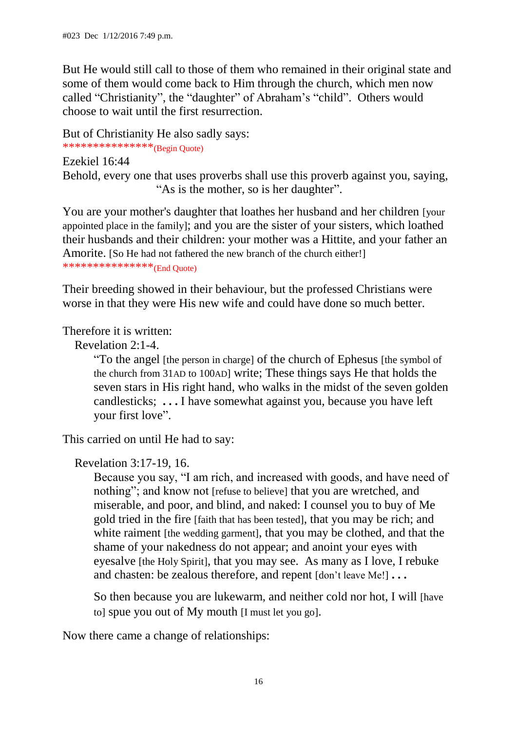But He would still call to those of them who remained in their original state and some of them would come back to Him through the church, which men now called "Christianity", the "daughter" of Abraham's "child". Others would choose to wait until the first resurrection.

But of Christianity He also sadly says:

***************(Begin Quote)

Ezekiel 16:44

Behold, every one that uses proverbs shall use this proverb against you, saying, "As is the mother, so is her daughter".

You are your mother's daughter that loathes her husband and her children [your appointed place in the family]; and you are the sister of your sisters, which loathed their husbands and their children: your mother was a Hittite, and your father an Amorite. [So He had not fathered the new branch of the church either!]

***************(End Quote)

Their breeding showed in their behaviour, but the professed Christians were worse in that they were His new wife and could have done so much better.

Therefore it is written:

Revelation 2:1-4.

> "To the angel [the person in charge] of the church of Ephesus [the symbol of the church from 31AD to 100AD] write; These things says He that holds the seven stars in His right hand, who walks in the midst of the seven golden candlesticks; **. . .** I have somewhat against you, because you have left your first love".

This carried on until He had to say:

Revelation 3:17-19, 16.

> Because you say, "I am rich, and increased with goods, and have need of nothing"; and know not [refuse to believe] that you are wretched, and miserable, and poor, and blind, and naked: I counsel you to buy of Me gold tried in the fire [faith that has been tested], that you may be rich; and white raiment [the wedding garment], that you may be clothed, and that the shame of your nakedness do not appear; and anoint your eyes with eyesalve [the Holy Spirit], that you may see. As many as I love, I rebuke and chasten: be zealous therefore, and repent [don't leave Me!] **. . .**
>
> So then because you are lukewarm, and neither cold nor hot, I will [have to] spue you out of My mouth [I must let you go].

Now there came a change of relationships: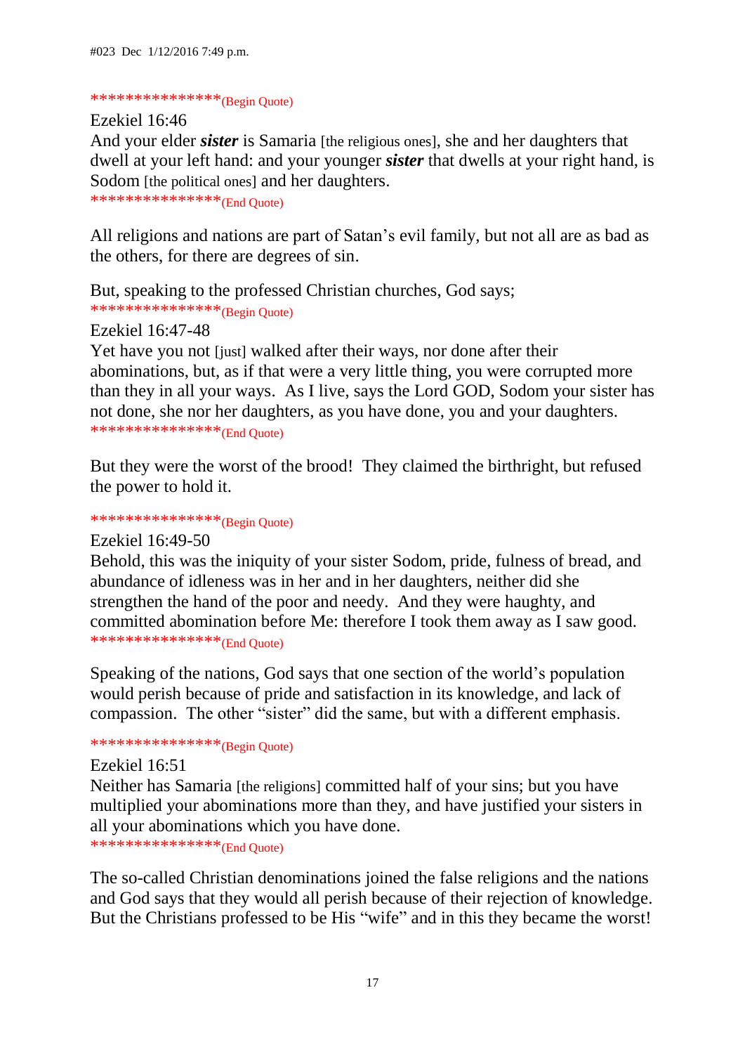#023 Dec 1/12/2016 7:49 p.m.

***************(Begin Quote)

Ezekiel 16:46

And your elder ***sister*** is Samaria [the religious ones], she and her daughters that dwell at your left hand: and your younger ***sister*** that dwells at your right hand, is Sodom [the political ones] and her daughters.

***************(End Quote)

All religions and nations are part of Satan's evil family, but not all are as bad as the others, for there are degrees of sin.

But, speaking to the professed Christian churches, God says;

***************(Begin Quote)

Ezekiel 16:47-48

Yet have you not [just] walked after their ways, nor done after their abominations, but, as if that were a very little thing, you were corrupted more than they in all your ways. As I live, says the Lord GOD, Sodom your sister has not done, she nor her daughters, as you have done, you and your daughters.

***************(End Quote)

But they were the worst of the brood! They claimed the birthright, but refused the power to hold it.

***************(Begin Quote)

Ezekiel 16:49-50

Behold, this was the iniquity of your sister Sodom, pride, fulness of bread, and abundance of idleness was in her and in her daughters, neither did she strengthen the hand of the poor and needy. And they were haughty, and committed abomination before Me: therefore I took them away as I saw good.

***************(End Quote)

Speaking of the nations, God says that one section of the world's population would perish because of pride and satisfaction in its knowledge, and lack of compassion. The other "sister" did the same, but with a different emphasis.

***************(Begin Quote)

Ezekiel 16:51

Neither has Samaria [the religions] committed half of your sins; but you have multiplied your abominations more than they, and have justified your sisters in all your abominations which you have done.

***************(End Quote)

The so-called Christian denominations joined the false religions and the nations and God says that they would all perish because of their rejection of knowledge. But the Christians professed to be His "wife" and in this they became the worst!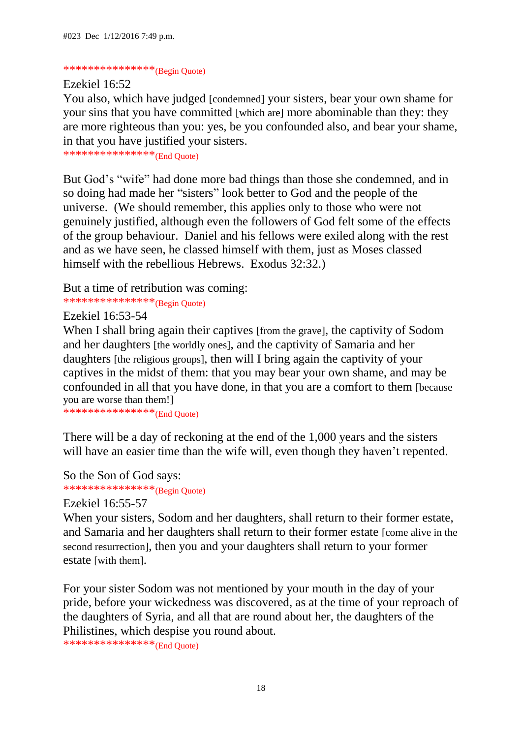#023 Dec 1/12/2016 7:49 p.m.

***************(Begin Quote)

Ezekiel 16:52

You also, which have judged [condemned] your sisters, bear your own shame for your sins that you have committed [which are] more abominable than they: they are more righteous than you: yes, be you confounded also, and bear your shame, in that you have justified your sisters.

***************(End Quote)

But God's "wife" had done more bad things than those she condemned, and in so doing had made her "sisters" look better to God and the people of the universe. (We should remember, this applies only to those who were not genuinely justified, although even the followers of God felt some of the effects of the group behaviour. Daniel and his fellows were exiled along with the rest and as we have seen, he classed himself with them, just as Moses classed himself with the rebellious Hebrews. Exodus 32:32.)

But a time of retribution was coming:

***************(Begin Quote)

Ezekiel 16:53-54

When I shall bring again their captives [from the grave], the captivity of Sodom and her daughters [the worldly ones], and the captivity of Samaria and her daughters [the religious groups], then will I bring again the captivity of your captives in the midst of them: that you may bear your own shame, and may be confounded in all that you have done, in that you are a comfort to them [because you are worse than them!]

***************(End Quote)

There will be a day of reckoning at the end of the 1,000 years and the sisters will have an easier time than the wife will, even though they haven't repented.

So the Son of God says:

***************(Begin Quote)

Ezekiel 16:55-57

When your sisters, Sodom and her daughters, shall return to their former estate, and Samaria and her daughters shall return to their former estate [come alive in the second resurrection], then you and your daughters shall return to your former estate [with them].

For your sister Sodom was not mentioned by your mouth in the day of your pride, before your wickedness was discovered, as at the time of your reproach of the daughters of Syria, and all that are round about her, the daughters of the Philistines, which despise you round about.

***************(End Quote)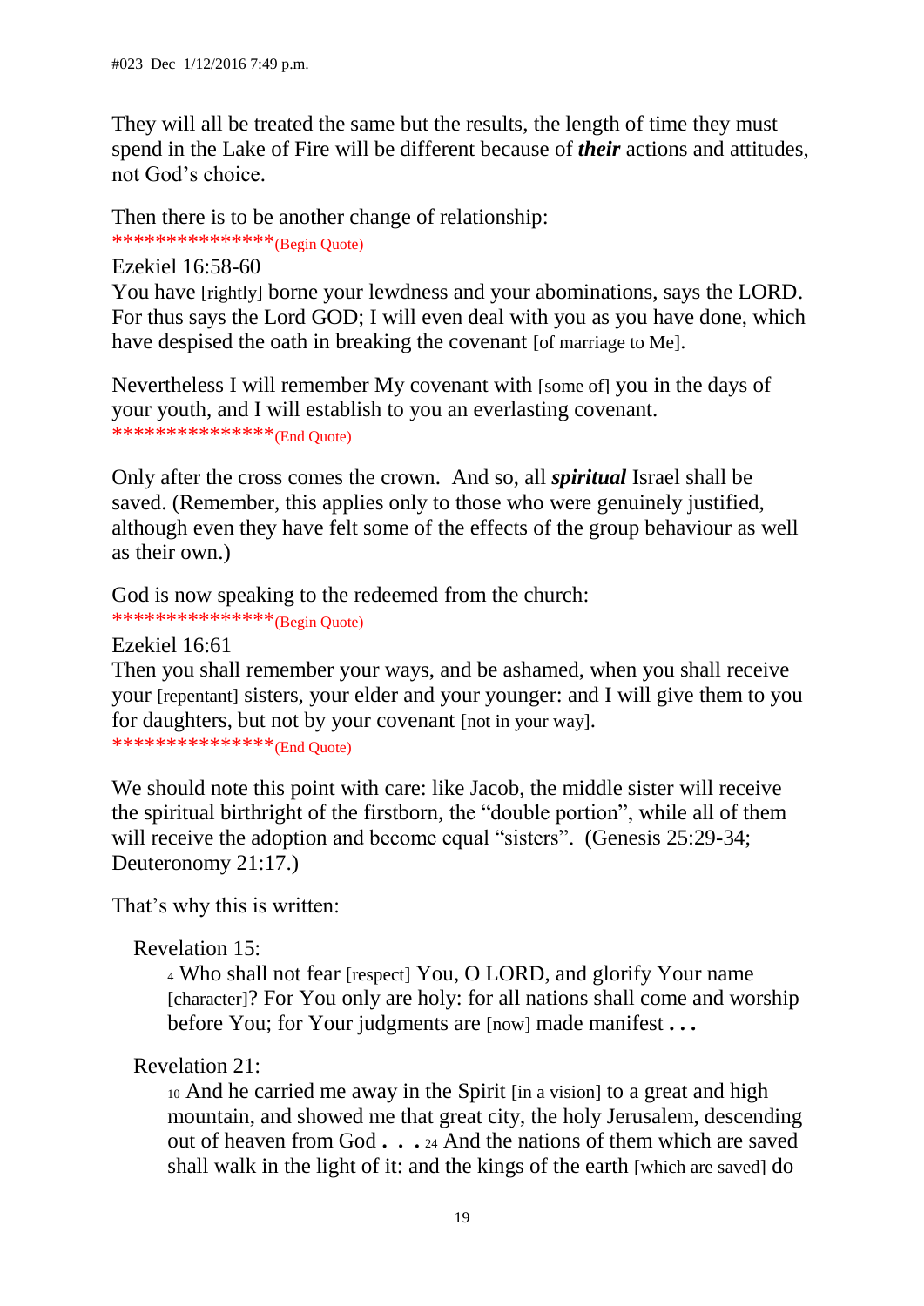#023 Dec 1/12/2016 7:49 p.m.

They will all be treated the same but the results, the length of time they must spend in the Lake of Fire will be different because of ***their*** actions and attitudes, not God's choice.

Then there is to be another change of relationship:

***************(Begin Quote)

Ezekiel 16:58-60

You have [rightly] borne your lewdness and your abominations, says the LORD. For thus says the Lord GOD; I will even deal with you as you have done, which have despised the oath in breaking the covenant [of marriage to Me].

Nevertheless I will remember My covenant with [some of] you in the days of your youth, and I will establish to you an everlasting covenant.

***************(End Quote)

Only after the cross comes the crown. And so, all ***spiritual*** Israel shall be saved. (Remember, this applies only to those who were genuinely justified, although even they have felt some of the effects of the group behaviour as well as their own.)

God is now speaking to the redeemed from the church:

***************(Begin Quote)

Ezekiel 16:61

Then you shall remember your ways, and be ashamed, when you shall receive your [repentant] sisters, your elder and your younger: and I will give them to you for daughters, but not by your covenant [not in your way].

***************(End Quote)

We should note this point with care: like Jacob, the middle sister will receive the spiritual birthright of the firstborn, the "double portion", while all of them will receive the adoption and become equal "sisters". (Genesis 25:29-34; Deuteronomy 21:17.)

That's why this is written:

Revelation 15:

> 4 Who shall not fear [respect] You, O LORD, and glorify Your name [character]? For You only are holy: for all nations shall come and worship before You; for Your judgments are [now] made manifest **. . .**

Revelation 21:

> 10 And he carried me away in the Spirit [in a vision] to a great and high mountain, and showed me that great city, the holy Jerusalem, descending out of heaven from God **. . .** 24 And the nations of them which are saved shall walk in the light of it: and the kings of the earth [which are saved] do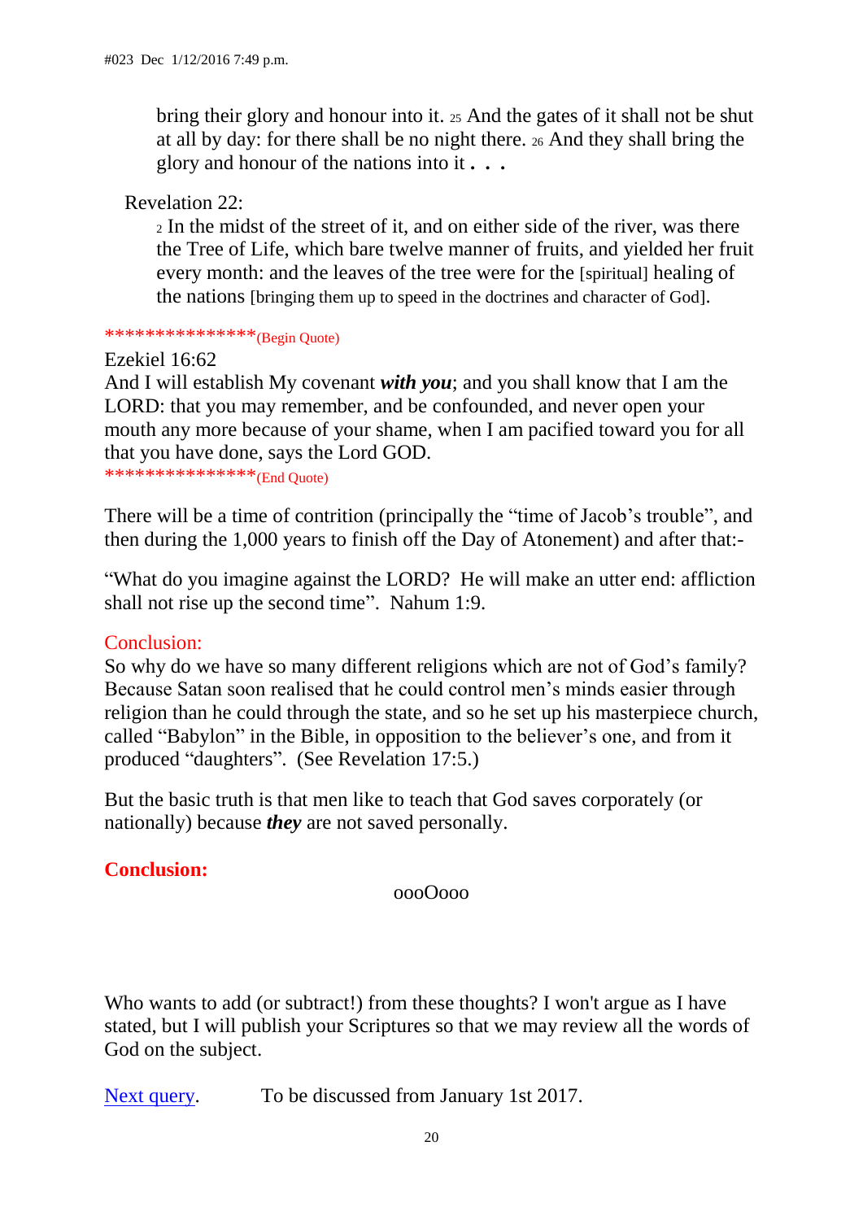bring their glory and honour into it. 25 And the gates of it shall not be shut at all by day: for there shall be no night there. 26 And they shall bring the glory and honour of the nations into it **. . .**

Revelation 22:

2 In the midst of the street of it, and on either side of the river, was there the Tree of Life, which bare twelve manner of fruits, and yielded her fruit every month: and the leaves of the tree were for the [spiritual] healing of the nations [bringing them up to speed in the doctrines and character of God].

***************(Begin Quote)

Ezekiel 16:62
And I will establish My covenant ***with you***; and you shall know that I am the LORD: that you may remember, and be confounded, and never open your mouth any more because of your shame, when I am pacified toward you for all that you have done, says the Lord GOD.

***************(End Quote)

There will be a time of contrition (principally the "time of Jacob's trouble", and then during the 1,000 years to finish off the Day of Atonement) and after that:-

"What do you imagine against the LORD? He will make an utter end: affliction shall not rise up the second time". Nahum 1:9.

Conclusion:
So why do we have so many different religions which are not of God's family? Because Satan soon realised that he could control men's minds easier through religion than he could through the state, and so he set up his masterpiece church, called "Babylon" in the Bible, in opposition to the believer's one, and from it produced "daughters". (See Revelation 17:5.)

But the basic truth is that men like to teach that God saves corporately (or nationally) because ***they*** are not saved personally.

**Conclusion:**

oooOooo

Who wants to add (or subtract!) from these thoughts? I won't argue as I have stated, but I will publish your Scriptures so that we may review all the words of God on the subject.

Next query. To be discussed from January 1st 2017.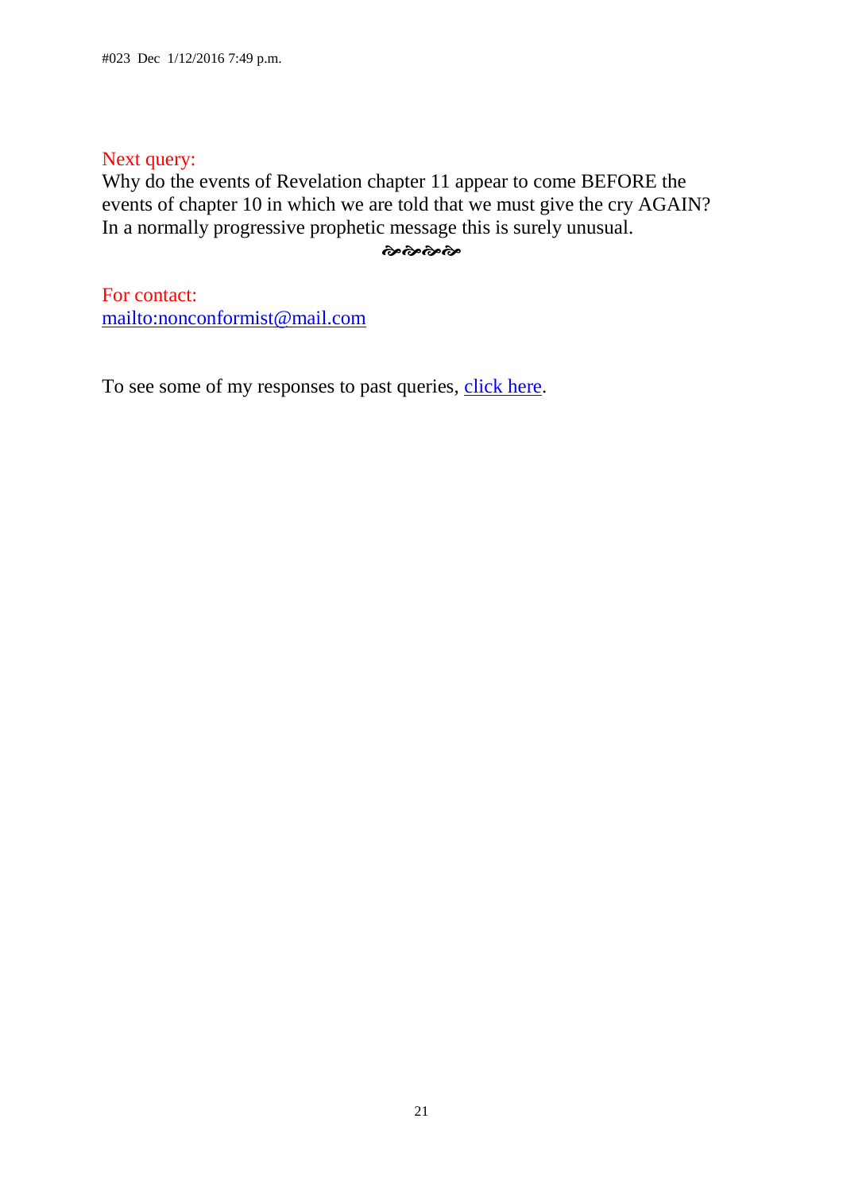#023 Dec 1/12/2016 7:49 p.m.

Next query:

Why do the events of Revelation chapter 11 appear to come BEFORE the events of chapter 10 in which we are told that we must give the cry AGAIN? In a normally progressive prophetic message this is surely unusual.

☙☙☙☙

For contact:

mailto:nonconformist@mail.com

To see some of my responses to past queries, click here.